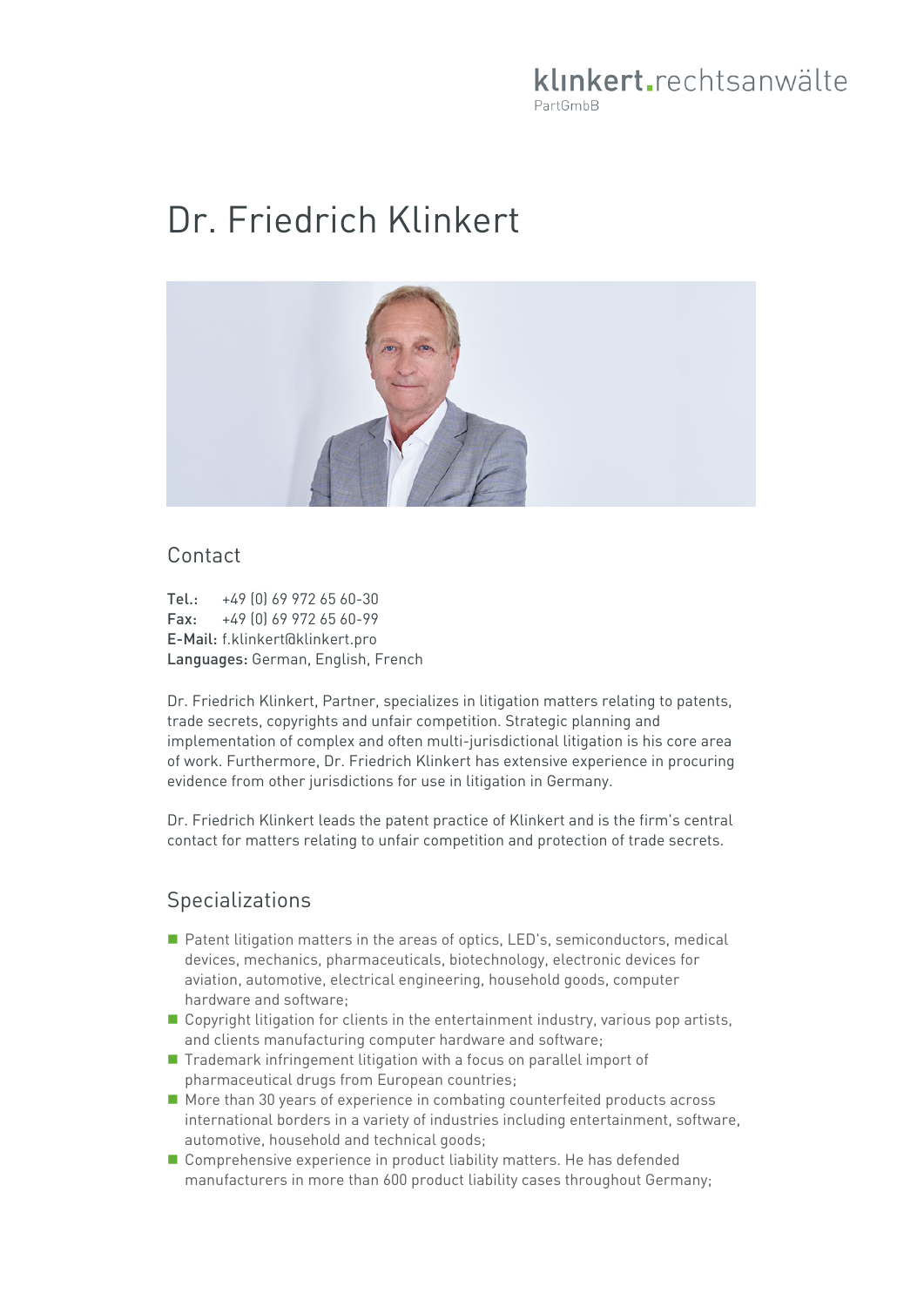klinkert.rechtsanwälte
PartGmbB

# Dr. Friedrich Klinkert

## Contact

**Tel.:** +49 (0) 69 972 65 60-30
**Fax:** +49 (0) 69 972 65 60-99
**E-Mail:** f.klinkert@klinkert.pro
**Languages:** German, English, French

Dr. Friedrich Klinkert, Partner, specializes in litigation matters relating to patents, trade secrets, copyrights and unfair competition. Strategic planning and implementation of complex and often multi-jurisdictional litigation is his core area of work. Furthermore, Dr. Friedrich Klinkert has extensive experience in procuring evidence from other jurisdictions for use in litigation in Germany.

Dr. Friedrich Klinkert leads the patent practice of Klinkert and is the firm's central contact for matters relating to unfair competition and protection of trade secrets.

## Specializations

- Patent litigation matters in the areas of optics, LED's, semiconductors, medical devices, mechanics, pharmaceuticals, biotechnology, electronic devices for aviation, automotive, electrical engineering, household goods, computer hardware and software;
- Copyright litigation for clients in the entertainment industry, various pop artists, and clients manufacturing computer hardware and software;
- Trademark infringement litigation with a focus on parallel import of pharmaceutical drugs from European countries;
- More than 30 years of experience in combating counterfeited products across international borders in a variety of industries including entertainment, software, automotive, household and technical goods;
- Comprehensive experience in product liability matters. He has defended manufacturers in more than 600 product liability cases throughout Germany;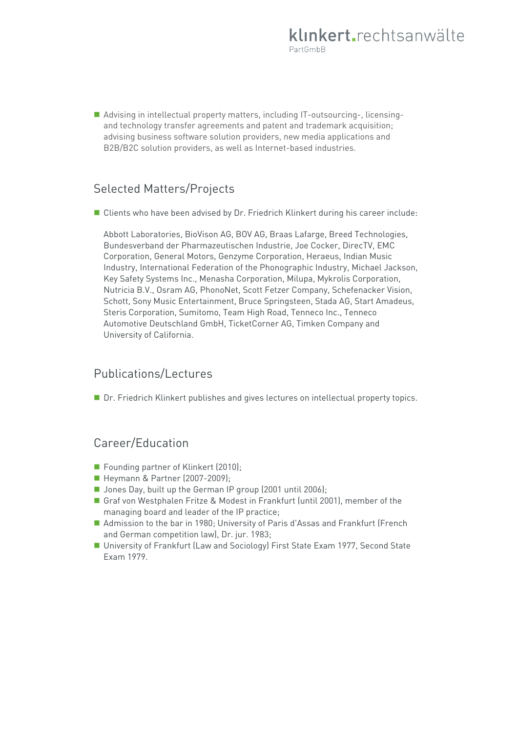- Advising in intellectual property matters, including IT-outsourcing-, licensing- and technology transfer agreements and patent and trademark acquisition; advising business software solution providers, new media applications and B2B/B2C solution providers, as well as Internet-based industries.

## Selected Matters/Projects

- Clients who have been advised by Dr. Friedrich Klinkert during his career include:

  Abbott Laboratories, BioVison AG, BOV AG, Braas Lafarge, Breed Technologies, Bundesverband der Pharmazeutischen Industrie, Joe Cocker, DirecTV, EMC Corporation, General Motors, Genzyme Corporation, Heraeus, Indian Music Industry, International Federation of the Phonographic Industry, Michael Jackson, Key Safety Systems Inc., Menasha Corporation, Milupa, Mykrolis Corporation, Nutricia B.V., Osram AG, PhonoNet, Scott Fetzer Company, Schefenacker Vision, Schott, Sony Music Entertainment, Bruce Springsteen, Stada AG, Start Amadeus, Steris Corporation, Sumitomo, Team High Road, Tenneco Inc., Tenneco Automotive Deutschland GmbH, TicketCorner AG, Timken Company and University of California.

## Publications/Lectures

- Dr. Friedrich Klinkert publishes and gives lectures on intellectual property topics.

## Career/Education

- Founding partner of Klinkert (2010);
- Heymann & Partner (2007-2009);
- Jones Day, built up the German IP group (2001 until 2006);
- Graf von Westphalen Fritze & Modest in Frankfurt (until 2001), member of the managing board and leader of the IP practice;
- Admission to the bar in 1980; University of Paris d'Assas and Frankfurt (French and German competition law), Dr. jur. 1983;
- University of Frankfurt (Law and Sociology) First State Exam 1977, Second State Exam 1979.